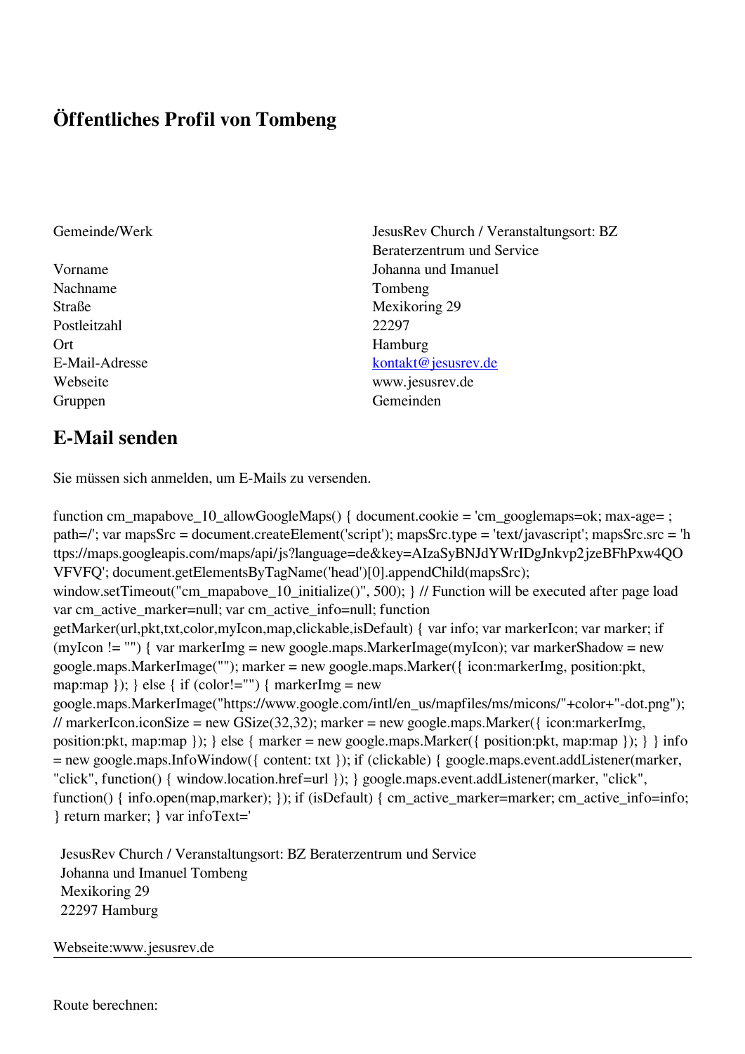# Öffentliches Profil von Tombeng

| | |
|---|---|
| Gemeinde/Werk | JesusRev Church / Veranstaltungsort: BZ Beraterzentrum und Service |
| Vorname | Johanna und Imanuel |
| Nachname | Tombeng |
| Straße | Mexikoring 29 |
| Postleitzahl | 22297 |
| Ort | Hamburg |
| E-Mail-Adresse | kontakt@jesusrev.de |
| Webseite | www.jesusrev.de |
| Gruppen | Gemeinden |

## E-Mail senden

Sie müssen sich anmelden, um E-Mails zu versenden.

function cm_mapabove_10_allowGoogleMaps() { document.cookie = 'cm_googlemaps=ok; max-age= ; path=/'; var mapsSrc = document.createElement('script'); mapsSrc.type = 'text/javascript'; mapsSrc.src = 'https://maps.googleapis.com/maps/api/js?language=de&key=AIzaSyBNJdYWrIDgJnkvp2jzeBFhPxw4QOVFVFQ'; document.getElementsByTagName('head')[0].appendChild(mapsSrc); window.setTimeout("cm_mapabove_10_initialize()", 500); } // Function will be executed after page load var cm_active_marker=null; var cm_active_info=null; function getMarker(url,pkt,txt,color,myIcon,map,clickable,isDefault) { var info; var markerIcon; var marker; if (myIcon != "") { var markerImg = new google.maps.MarkerImage(myIcon); var markerShadow = new google.maps.MarkerImage(""); marker = new google.maps.Marker({ icon:markerImg, position:pkt, map:map }); } else { if (color!="") { markerImg = new google.maps.MarkerImage("https://www.google.com/intl/en_us/mapfiles/ms/micons/"+color+"-dot.png"); // markerIcon.iconSize = new GSize(32,32); marker = new google.maps.Marker({ icon:markerImg, position:pkt, map:map }); } else { marker = new google.maps.Marker({ position:pkt, map:map }); } } info = new google.maps.InfoWindow({ content: txt }); if (clickable) { google.maps.event.addListener(marker, "click", function() { window.location.href=url }); } google.maps.event.addListener(marker, "click", function() { info.open(map,marker); }); if (isDefault) { cm_active_marker=marker; cm_active_info=info; } return marker; } var infoText='

JesusRev Church / Veranstaltungsort: BZ Beraterzentrum und Service
Johanna und Imanuel Tombeng
Mexikoring 29
22297 Hamburg

Webseite:www.jesusrev.de

---

Route berechnen: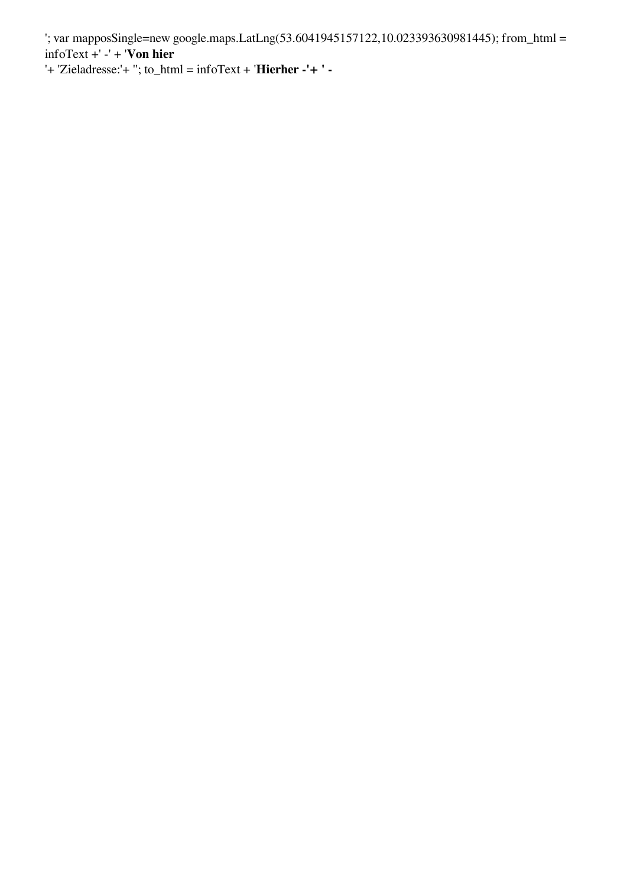'; var mapposSingle=new google.maps.LatLng(53.6041945157122,10.023393630981445); from_html = infoText +' -' + '**Von hier**
'+ 'Zieladresse:'+ ''; to_html = infoText + '**Hierher -'+ ' -**